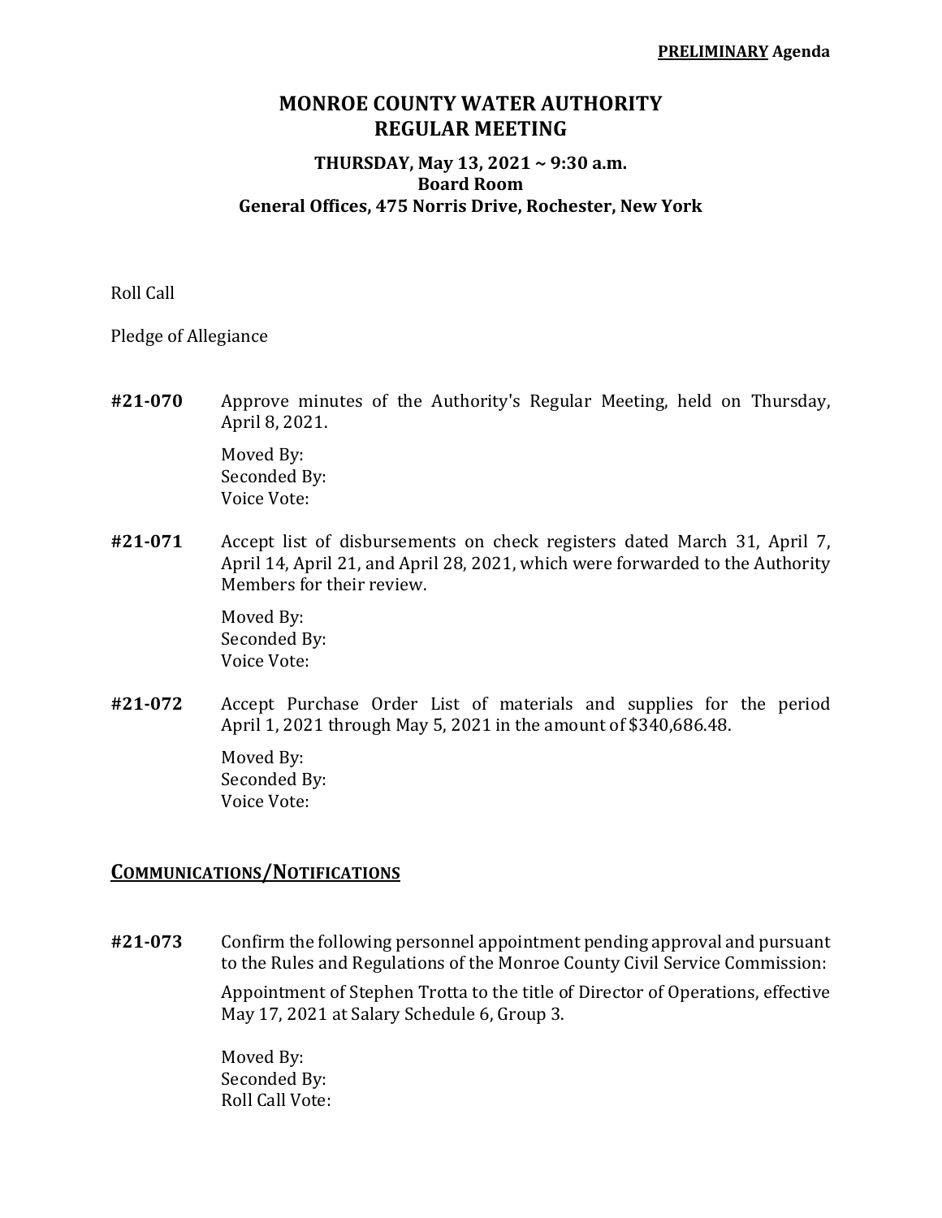**PRELIMINARY Agenda**

# MONROE COUNTY WATER AUTHORITY
# REGULAR MEETING

### THURSDAY, May 13, 2021 ~ 9:30 a.m.
### Board Room
### General Offices, 475 Norris Drive, Rochester, New York

Roll Call

Pledge of Allegiance

**#21-070** Approve minutes of the Authority's Regular Meeting, held on Thursday, April 8, 2021.

Moved By:
Seconded By:
Voice Vote:

**#21-071** Accept list of disbursements on check registers dated March 31, April 7, April 14, April 21, and April 28, 2021, which were forwarded to the Authority Members for their review.

Moved By:
Seconded By:
Voice Vote:

**#21-072** Accept Purchase Order List of materials and supplies for the period April 1, 2021 through May 5, 2021 in the amount of $340,686.48.

Moved By:
Seconded By:
Voice Vote:

## COMMUNICATIONS/NOTIFICATIONS

**#21-073** Confirm the following personnel appointment pending approval and pursuant to the Rules and Regulations of the Monroe County Civil Service Commission:

Appointment of Stephen Trotta to the title of Director of Operations, effective May 17, 2021 at Salary Schedule 6, Group 3.

Moved By:
Seconded By:
Roll Call Vote: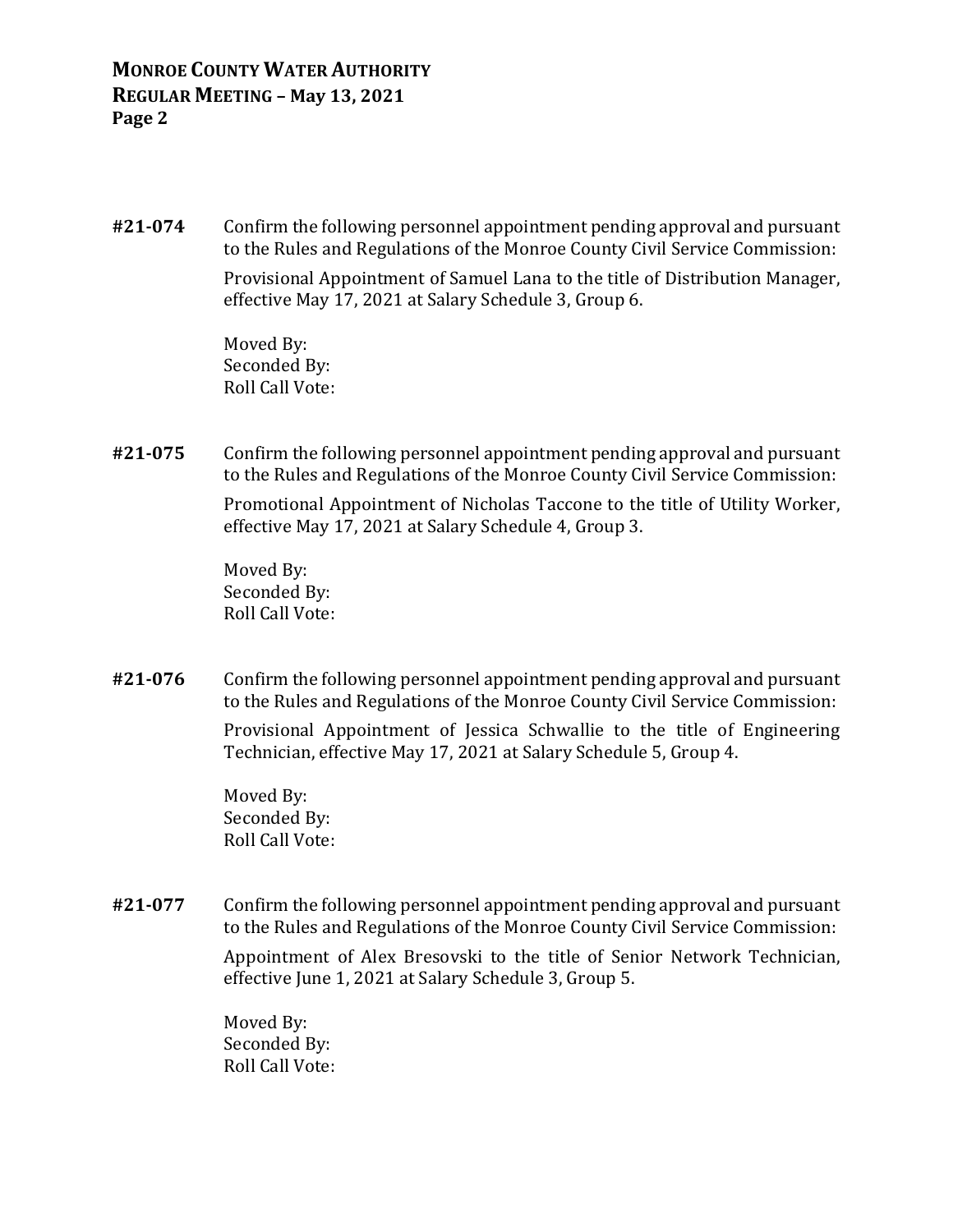**#21-074** Confirm the following personnel appointment pending approval and pursuant to the Rules and Regulations of the Monroe County Civil Service Commission:

Provisional Appointment of Samuel Lana to the title of Distribution Manager, effective May 17, 2021 at Salary Schedule 3, Group 6.

Moved By:
Seconded By:
Roll Call Vote:

**#21-075** Confirm the following personnel appointment pending approval and pursuant to the Rules and Regulations of the Monroe County Civil Service Commission:

Promotional Appointment of Nicholas Taccone to the title of Utility Worker, effective May 17, 2021 at Salary Schedule 4, Group 3.

Moved By:
Seconded By:
Roll Call Vote:

**#21-076** Confirm the following personnel appointment pending approval and pursuant to the Rules and Regulations of the Monroe County Civil Service Commission:

Provisional Appointment of Jessica Schwallie to the title of Engineering Technician, effective May 17, 2021 at Salary Schedule 5, Group 4.

Moved By:
Seconded By:
Roll Call Vote:

**#21-077** Confirm the following personnel appointment pending approval and pursuant to the Rules and Regulations of the Monroe County Civil Service Commission:

Appointment of Alex Bresovski to the title of Senior Network Technician, effective June 1, 2021 at Salary Schedule 3, Group 5.

Moved By:
Seconded By:
Roll Call Vote: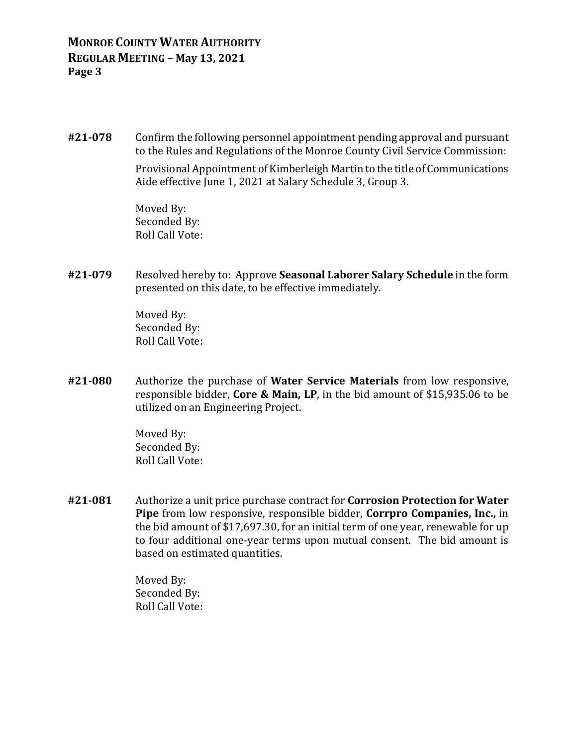**#21-078** Confirm the following personnel appointment pending approval and pursuant to the Rules and Regulations of the Monroe County Civil Service Commission:

Provisional Appointment of Kimberleigh Martin to the title of Communications Aide effective June 1, 2021 at Salary Schedule 3, Group 3.

Moved By:
Seconded By:
Roll Call Vote:

**#21-079** Resolved hereby to: Approve **Seasonal Laborer Salary Schedule** in the form presented on this date, to be effective immediately.

Moved By:
Seconded By:
Roll Call Vote:

**#21-080** Authorize the purchase of **Water Service Materials** from low responsive, responsible bidder, **Core & Main, LP**, in the bid amount of $15,935.06 to be utilized on an Engineering Project.

Moved By:
Seconded By:
Roll Call Vote:

**#21-081** Authorize a unit price purchase contract for **Corrosion Protection for Water Pipe** from low responsive, responsible bidder, **Corrpro Companies, Inc.,** in the bid amount of $17,697.30, for an initial term of one year, renewable for up to four additional one-year terms upon mutual consent. The bid amount is based on estimated quantities.

Moved By:
Seconded By:
Roll Call Vote: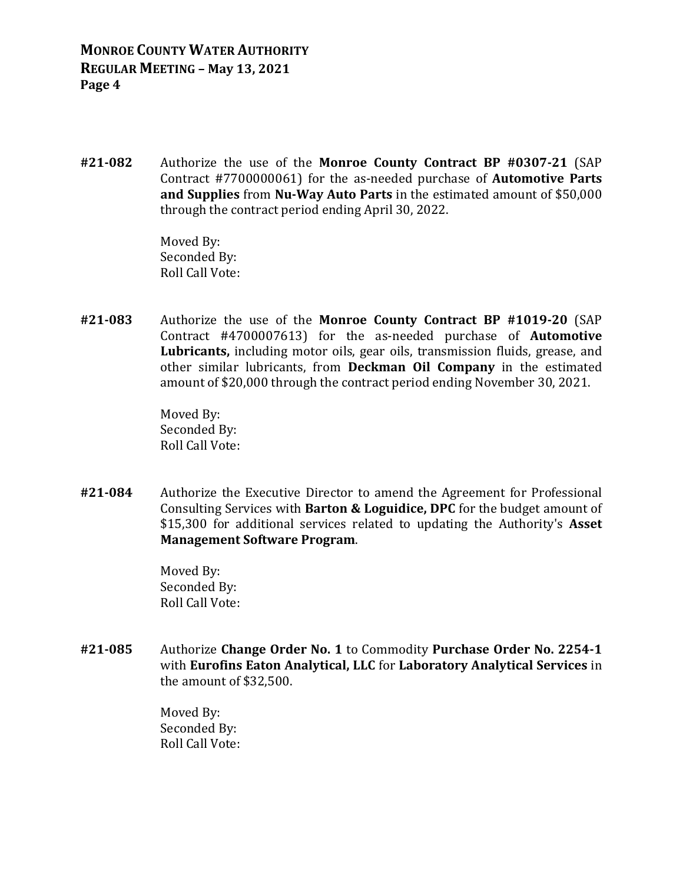**#21-082** Authorize the use of the **Monroe County Contract BP #0307-21** (SAP Contract #7700000061) for the as-needed purchase of **Automotive Parts and Supplies** from **Nu-Way Auto Parts** in the estimated amount of $50,000 through the contract period ending April 30, 2022.

Moved By:
Seconded By:
Roll Call Vote:

**#21-083** Authorize the use of the **Monroe County Contract BP #1019-20** (SAP Contract #4700007613) for the as-needed purchase of **Automotive Lubricants,** including motor oils, gear oils, transmission fluids, grease, and other similar lubricants, from **Deckman Oil Company** in the estimated amount of $20,000 through the contract period ending November 30, 2021.

Moved By:
Seconded By:
Roll Call Vote:

**#21-084** Authorize the Executive Director to amend the Agreement for Professional Consulting Services with **Barton & Loguidice, DPC** for the budget amount of $15,300 for additional services related to updating the Authority's **Asset Management Software Program**.

Moved By:
Seconded By:
Roll Call Vote:

**#21-085** Authorize **Change Order No. 1** to Commodity **Purchase Order No. 2254-1** with **Eurofins Eaton Analytical, LLC** for **Laboratory Analytical Services** in the amount of $32,500.

Moved By:
Seconded By:
Roll Call Vote: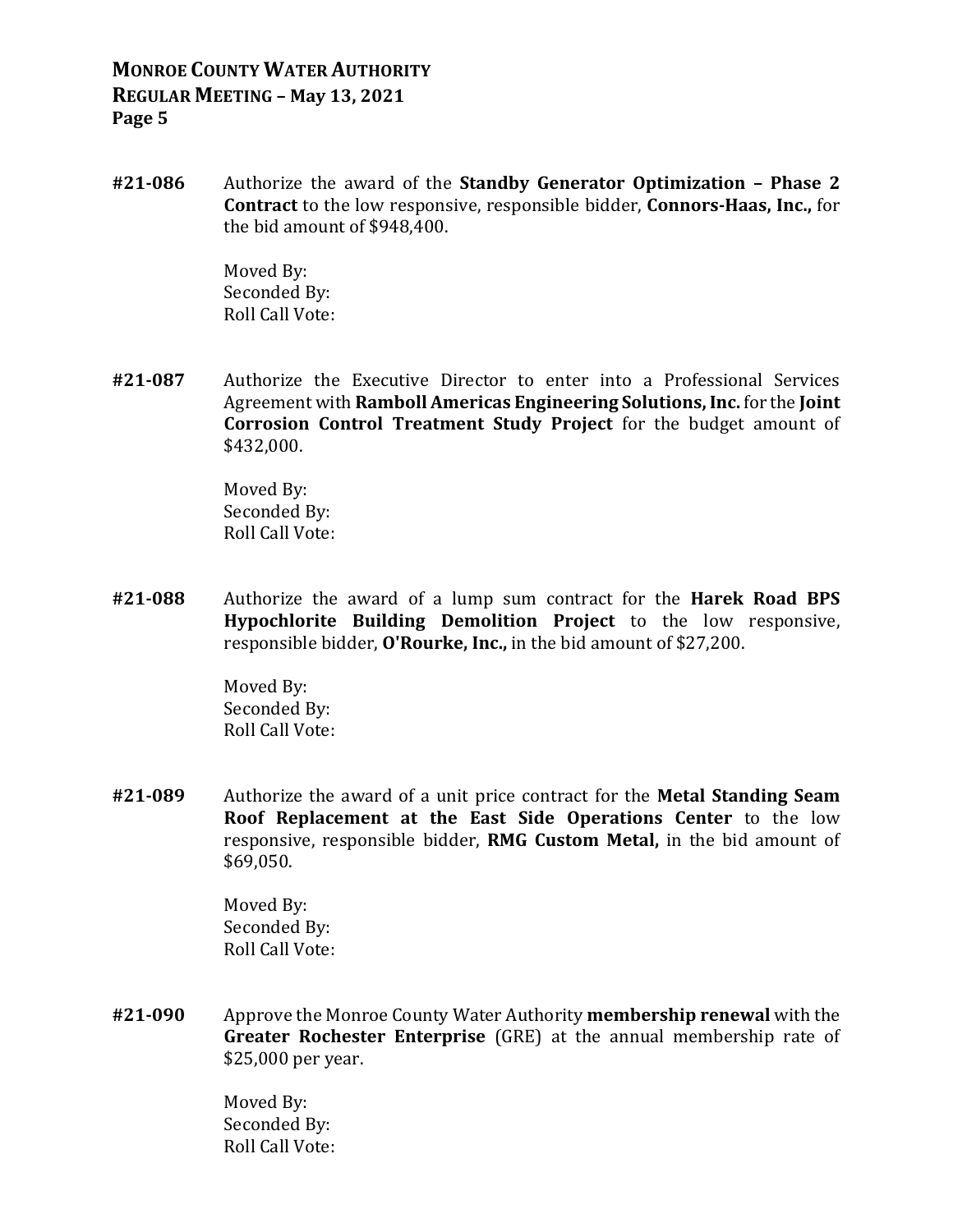**#21-086** Authorize the award of the **Standby Generator Optimization – Phase 2 Contract** to the low responsive, responsible bidder, **Connors-Haas, Inc.,** for the bid amount of $948,400.

Moved By:
Seconded By:
Roll Call Vote:

**#21-087** Authorize the Executive Director to enter into a Professional Services Agreement with **Ramboll Americas Engineering Solutions, Inc.** for the **Joint Corrosion Control Treatment Study Project** for the budget amount of $432,000.

Moved By:
Seconded By:
Roll Call Vote:

**#21-088** Authorize the award of a lump sum contract for the **Harek Road BPS Hypochlorite Building Demolition Project** to the low responsive, responsible bidder, **O'Rourke, Inc.,** in the bid amount of $27,200.

Moved By:
Seconded By:
Roll Call Vote:

**#21-089** Authorize the award of a unit price contract for the **Metal Standing Seam Roof Replacement at the East Side Operations Center** to the low responsive, responsible bidder, **RMG Custom Metal,** in the bid amount of $69,050.

Moved By:
Seconded By:
Roll Call Vote:

**#21-090** Approve the Monroe County Water Authority **membership renewal** with the **Greater Rochester Enterprise** (GRE) at the annual membership rate of $25,000 per year.

Moved By:
Seconded By:
Roll Call Vote: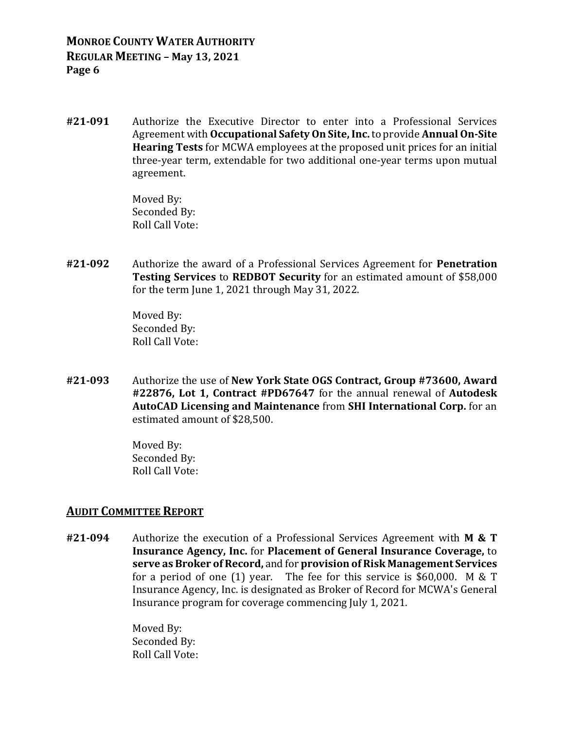**#21-091** Authorize the Executive Director to enter into a Professional Services Agreement with **Occupational Safety On Site, Inc.** to provide **Annual On-Site Hearing Tests** for MCWA employees at the proposed unit prices for an initial three-year term, extendable for two additional one-year terms upon mutual agreement.

Moved By:
Seconded By:
Roll Call Vote:

**#21-092** Authorize the award of a Professional Services Agreement for **Penetration Testing Services** to **REDBOT Security** for an estimated amount of $58,000 for the term June 1, 2021 through May 31, 2022.

Moved By:
Seconded By:
Roll Call Vote:

**#21-093** Authorize the use of **New York State OGS Contract, Group #73600, Award #22876, Lot 1, Contract #PD67647** for the annual renewal of **Autodesk AutoCAD Licensing and Maintenance** from **SHI International Corp.** for an estimated amount of $28,500.

Moved By:
Seconded By:
Roll Call Vote:

## AUDIT COMMITTEE REPORT

**#21-094** Authorize the execution of a Professional Services Agreement with **M & T Insurance Agency, Inc.** for **Placement of General Insurance Coverage,** to **serve as Broker of Record,** and for **provision of Risk Management Services** for a period of one (1) year. The fee for this service is $60,000. M & T Insurance Agency, Inc. is designated as Broker of Record for MCWA's General Insurance program for coverage commencing July 1, 2021.

Moved By:
Seconded By:
Roll Call Vote: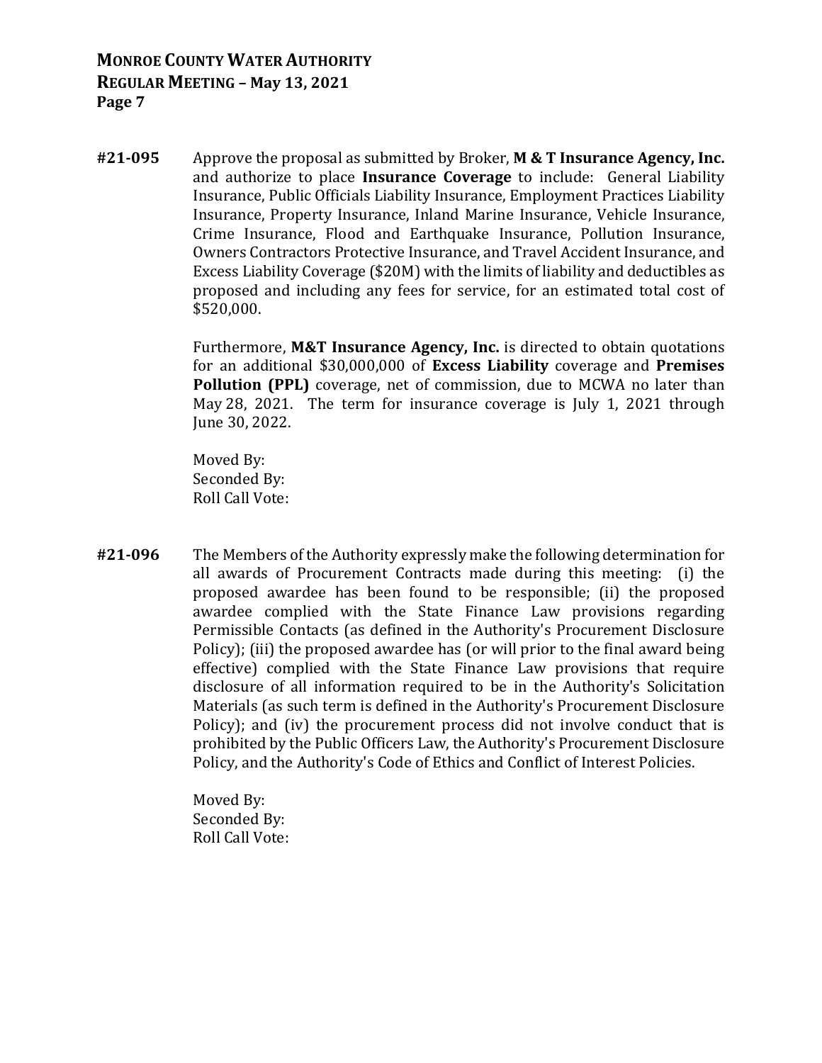**#21-095** Approve the proposal as submitted by Broker, **M & T Insurance Agency, Inc.** and authorize to place **Insurance Coverage** to include: General Liability Insurance, Public Officials Liability Insurance, Employment Practices Liability Insurance, Property Insurance, Inland Marine Insurance, Vehicle Insurance, Crime Insurance, Flood and Earthquake Insurance, Pollution Insurance, Owners Contractors Protective Insurance, and Travel Accident Insurance, and Excess Liability Coverage ($20M) with the limits of liability and deductibles as proposed and including any fees for service, for an estimated total cost of $520,000.

Furthermore, **M&T Insurance Agency, Inc.** is directed to obtain quotations for an additional $30,000,000 of **Excess Liability** coverage and **Premises Pollution (PPL)** coverage, net of commission, due to MCWA no later than May 28, 2021. The term for insurance coverage is July 1, 2021 through June 30, 2022.

Moved By:
Seconded By:
Roll Call Vote:

**#21-096** The Members of the Authority expressly make the following determination for all awards of Procurement Contracts made during this meeting: (i) the proposed awardee has been found to be responsible; (ii) the proposed awardee complied with the State Finance Law provisions regarding Permissible Contacts (as defined in the Authority's Procurement Disclosure Policy); (iii) the proposed awardee has (or will prior to the final award being effective) complied with the State Finance Law provisions that require disclosure of all information required to be in the Authority's Solicitation Materials (as such term is defined in the Authority's Procurement Disclosure Policy); and (iv) the procurement process did not involve conduct that is prohibited by the Public Officers Law, the Authority's Procurement Disclosure Policy, and the Authority's Code of Ethics and Conflict of Interest Policies.

Moved By:
Seconded By:
Roll Call Vote: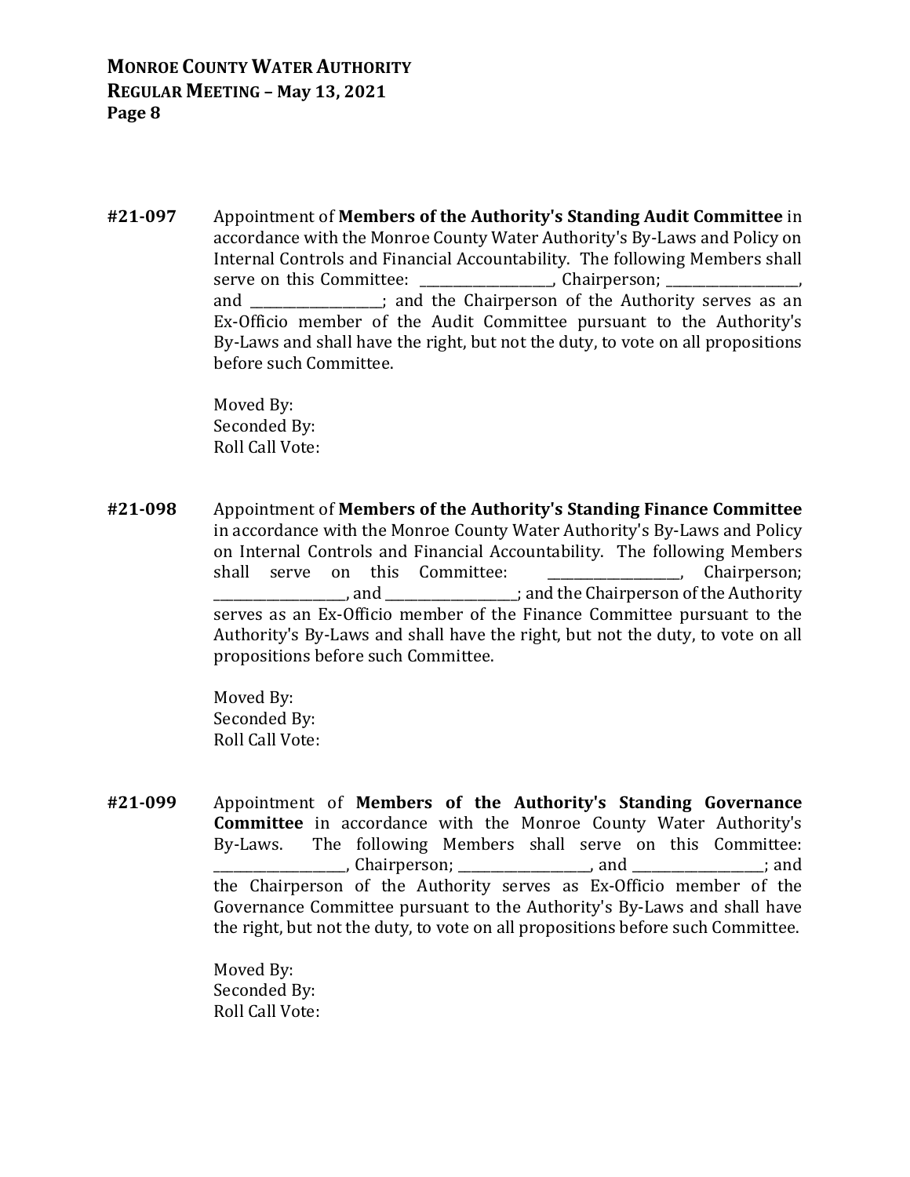**#21-097** Appointment of **Members of the Authority's Standing Audit Committee** in accordance with the Monroe County Water Authority's By-Laws and Policy on Internal Controls and Financial Accountability. The following Members shall serve on this Committee: ____________________, Chairperson; ____________________, and ____________________; and the Chairperson of the Authority serves as an Ex-Officio member of the Audit Committee pursuant to the Authority's By-Laws and shall have the right, but not the duty, to vote on all propositions before such Committee.

Moved By:
Seconded By:
Roll Call Vote:

**#21-098** Appointment of **Members of the Authority's Standing Finance Committee** in accordance with the Monroe County Water Authority's By-Laws and Policy on Internal Controls and Financial Accountability. The following Members shall serve on this Committee: ____________________, Chairperson; ____________________, and ____________________; and the Chairperson of the Authority serves as an Ex-Officio member of the Finance Committee pursuant to the Authority's By-Laws and shall have the right, but not the duty, to vote on all propositions before such Committee.

Moved By:
Seconded By:
Roll Call Vote:

**#21-099** Appointment of **Members of the Authority's Standing Governance Committee** in accordance with the Monroe County Water Authority's By-Laws. The following Members shall serve on this Committee: ____________________, Chairperson; ____________________, and ____________________; and the Chairperson of the Authority serves as Ex-Officio member of the Governance Committee pursuant to the Authority's By-Laws and shall have the right, but not the duty, to vote on all propositions before such Committee.

Moved By:
Seconded By:
Roll Call Vote: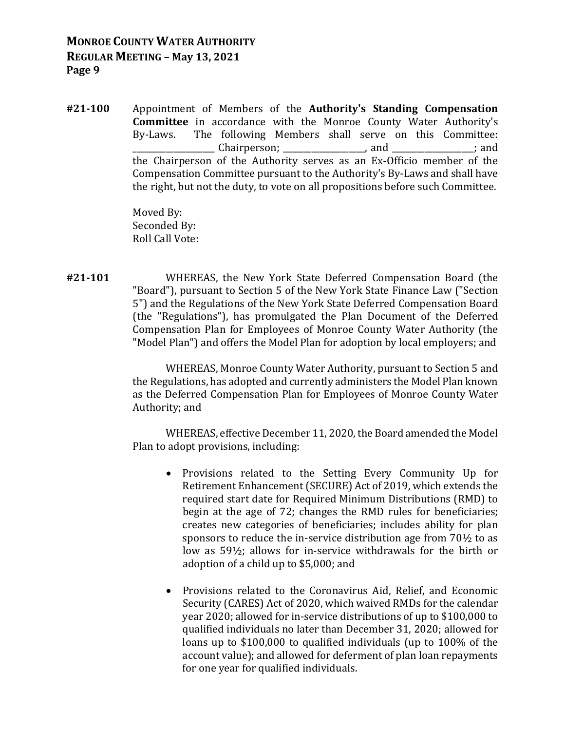**#21-100** Appointment of Members of the **Authority's Standing Compensation Committee** in accordance with the Monroe County Water Authority's By-Laws. The following Members shall serve on this Committee: ___________________ Chairperson; ___________________, and ___________________; and the Chairperson of the Authority serves as an Ex-Officio member of the Compensation Committee pursuant to the Authority's By-Laws and shall have the right, but not the duty, to vote on all propositions before such Committee.

Moved By:
Seconded By:
Roll Call Vote:

**#21-101** WHEREAS, the New York State Deferred Compensation Board (the "Board"), pursuant to Section 5 of the New York State Finance Law ("Section 5") and the Regulations of the New York State Deferred Compensation Board (the "Regulations"), has promulgated the Plan Document of the Deferred Compensation Plan for Employees of Monroe County Water Authority (the "Model Plan") and offers the Model Plan for adoption by local employers; and

WHEREAS, Monroe County Water Authority, pursuant to Section 5 and the Regulations, has adopted and currently administers the Model Plan known as the Deferred Compensation Plan for Employees of Monroe County Water Authority; and

WHEREAS, effective December 11, 2020, the Board amended the Model Plan to adopt provisions, including:

- Provisions related to the Setting Every Community Up for Retirement Enhancement (SECURE) Act of 2019, which extends the required start date for Required Minimum Distributions (RMD) to begin at the age of 72; changes the RMD rules for beneficiaries; creates new categories of beneficiaries; includes ability for plan sponsors to reduce the in-service distribution age from 70½ to as low as 59½; allows for in-service withdrawals for the birth or adoption of a child up to $5,000; and

- Provisions related to the Coronavirus Aid, Relief, and Economic Security (CARES) Act of 2020, which waived RMDs for the calendar year 2020; allowed for in-service distributions of up to $100,000 to qualified individuals no later than December 31, 2020; allowed for loans up to $100,000 to qualified individuals (up to 100% of the account value); and allowed for deferment of plan loan repayments for one year for qualified individuals.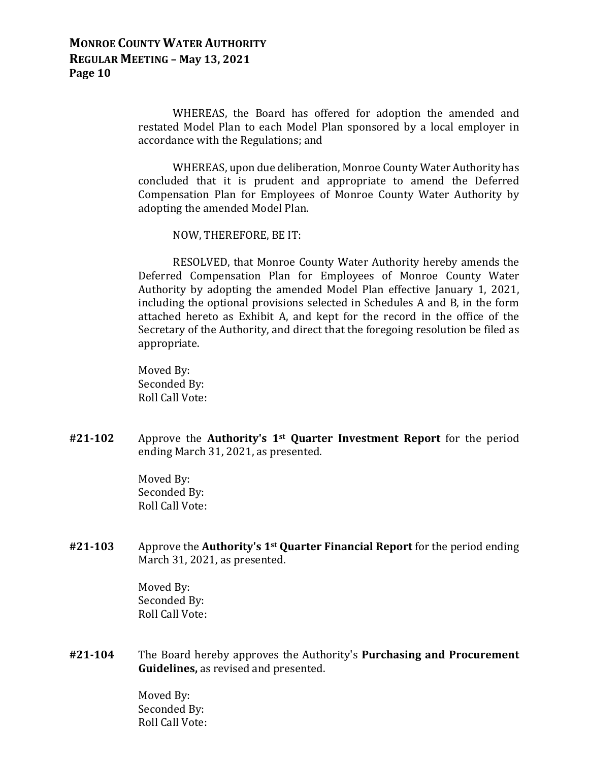WHEREAS, the Board has offered for adoption the amended and restated Model Plan to each Model Plan sponsored by a local employer in accordance with the Regulations; and

WHEREAS, upon due deliberation, Monroe County Water Authority has concluded that it is prudent and appropriate to amend the Deferred Compensation Plan for Employees of Monroe County Water Authority by adopting the amended Model Plan.

NOW, THEREFORE, BE IT:

RESOLVED, that Monroe County Water Authority hereby amends the Deferred Compensation Plan for Employees of Monroe County Water Authority by adopting the amended Model Plan effective January 1, 2021, including the optional provisions selected in Schedules A and B, in the form attached hereto as Exhibit A, and kept for the record in the office of the Secretary of the Authority, and direct that the foregoing resolution be filed as appropriate.

Moved By:
Seconded By:
Roll Call Vote:

**#21-102** Approve the **Authority's 1st Quarter Investment Report** for the period ending March 31, 2021, as presented.

Moved By:
Seconded By:
Roll Call Vote:

**#21-103** Approve the **Authority's 1st Quarter Financial Report** for the period ending March 31, 2021, as presented.

Moved By:
Seconded By:
Roll Call Vote:

**#21-104** The Board hereby approves the Authority's **Purchasing and Procurement Guidelines,** as revised and presented.

Moved By:
Seconded By:
Roll Call Vote: